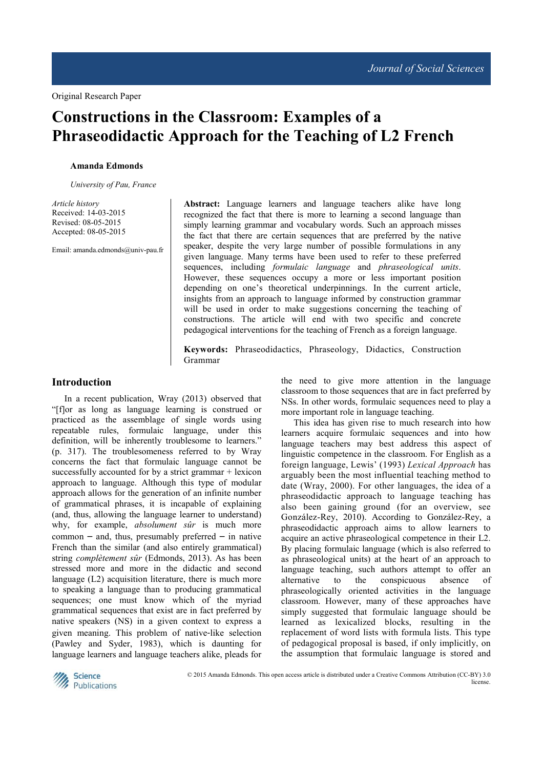Original Research Paper

# Constructions in the Classroom: Examples of a Phraseodidactic Approach for the Teaching of L2 French

**Amanda Edmonds**

*University of Pau, France*

*Article history*
Received: 14-03-2015
Revised: 08-05-2015
Accepted: 08-05-2015

Email: amanda.edmonds@univ-pau.fr

**Abstract:** Language learners and language teachers alike have long recognized the fact that there is more to learning a second language than simply learning grammar and vocabulary words. Such an approach misses the fact that there are certain sequences that are preferred by the native speaker, despite the very large number of possible formulations in any given language. Many terms have been used to refer to these preferred sequences, including *formulaic language* and *phraseological units*. However, these sequences occupy a more or less important position depending on one's theoretical underpinnings. In the current article, insights from an approach to language informed by construction grammar will be used in order to make suggestions concerning the teaching of constructions. The article will end with two specific and concrete pedagogical interventions for the teaching of French as a foreign language.

**Keywords:** Phraseodidactics, Phraseology, Didactics, Construction Grammar

## Introduction

In a recent publication, Wray (2013) observed that "[f]or as long as language learning is construed or practiced as the assemblage of single words using repeatable rules, formulaic language, under this definition, will be inherently troublesome to learners." (p. 317). The troublesomeness referred to by Wray concerns the fact that formulaic language cannot be successfully accounted for by a strict grammar + lexicon approach to language. Although this type of modular approach allows for the generation of an infinite number of grammatical phrases, it is incapable of explaining (and, thus, allowing the language learner to understand) why, for example, *absolument sûr* is much more common – and, thus, presumably preferred – in native French than the similar (and also entirely grammatical) string *complètement sûr* (Edmonds, 2013). As has been stressed more and more in the didactic and second language (L2) acquisition literature, there is much more to speaking a language than to producing grammatical sequences; one must know which of the myriad grammatical sequences that exist are in fact preferred by native speakers (NS) in a given context to express a given meaning. This problem of native-like selection (Pawley and Syder, 1983), which is daunting for language learners and language teachers alike, pleads for the need to give more attention in the language classroom to those sequences that are in fact preferred by NSs. In other words, formulaic sequences need to play a more important role in language teaching.

This idea has given rise to much research into how learners acquire formulaic sequences and into how language teachers may best address this aspect of linguistic competence in the classroom. For English as a foreign language, Lewis' (1993) *Lexical Approach* has arguably been the most influential teaching method to date (Wray, 2000). For other languages, the idea of a phraseodidactic approach to language teaching has also been gaining ground (for an overview, see González-Rey, 2010). According to González-Rey, a phraseodidactic approach aims to allow learners to acquire an active phraseological competence in their L2. By placing formulaic language (which is also referred to as phraseological units) at the heart of an approach to language teaching, such authors attempt to offer an alternative to the conspicuous absence of phraseologically oriented activities in the language classroom. However, many of these approaches have simply suggested that formulaic language should be learned as lexicalized blocks, resulting in the replacement of word lists with formula lists. This type of pedagogical proposal is based, if only implicitly, on the assumption that formulaic language is stored and

© 2015 Amanda Edmonds. This open access article is distributed under a Creative Commons Attribution (CC-BY) 3.0 license.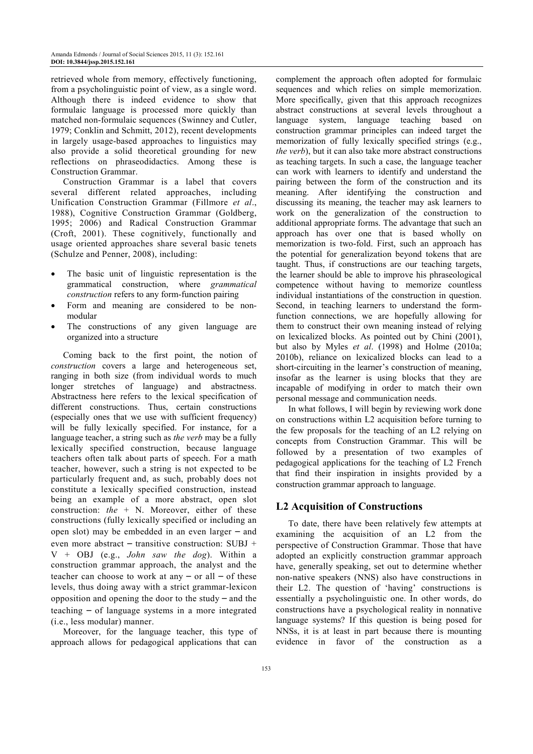retrieved whole from memory, effectively functioning, from a psycholinguistic point of view, as a single word. Although there is indeed evidence to show that formulaic language is processed more quickly than matched non-formulaic sequences (Swinney and Cutler, 1979; Conklin and Schmitt, 2012), recent developments in largely usage-based approaches to linguistics may also provide a solid theoretical grounding for new reflections on phraseodidactics. Among these is Construction Grammar.

Construction Grammar is a label that covers several different related approaches, including Unification Construction Grammar (Fillmore *et al*., 1988), Cognitive Construction Grammar (Goldberg, 1995; 2006) and Radical Construction Grammar (Croft, 2001). These cognitively, functionally and usage oriented approaches share several basic tenets (Schulze and Penner, 2008), including:

- The basic unit of linguistic representation is the grammatical construction, where *grammatical construction* refers to any form-function pairing
- Form and meaning are considered to be non-modular
- The constructions of any given language are organized into a structure

Coming back to the first point, the notion of *construction* covers a large and heterogeneous set, ranging in both size (from individual words to much longer stretches of language) and abstractness. Abstractness here refers to the lexical specification of different constructions. Thus, certain constructions (especially ones that we use with sufficient frequency) will be fully lexically specified. For instance, for a language teacher, a string such as *the verb* may be a fully lexically specified construction, because language teachers often talk about parts of speech. For a math teacher, however, such a string is not expected to be particularly frequent and, as such, probably does not constitute a lexically specified construction, instead being an example of a more abstract, open slot construction: *the* + N. Moreover, either of these constructions (fully lexically specified or including an open slot) may be embedded in an even larger – and even more abstract – transitive construction: SUBJ + V + OBJ (e.g., *John saw the dog*). Within a construction grammar approach, the analyst and the teacher can choose to work at any – or all – of these levels, thus doing away with a strict grammar-lexicon opposition and opening the door to the study – and the teaching – of language systems in a more integrated (i.e., less modular) manner.

Moreover, for the language teacher, this type of approach allows for pedagogical applications that can complement the approach often adopted for formulaic sequences and which relies on simple memorization. More specifically, given that this approach recognizes abstract constructions at several levels throughout a language system, language teaching based on construction grammar principles can indeed target the memorization of fully lexically specified strings (e.g., *the verb*), but it can also take more abstract constructions as teaching targets. In such a case, the language teacher can work with learners to identify and understand the pairing between the form of the construction and its meaning. After identifying the construction and discussing its meaning, the teacher may ask learners to work on the generalization of the construction to additional appropriate forms. The advantage that such an approach has over one that is based wholly on memorization is two-fold. First, such an approach has the potential for generalization beyond tokens that are taught. Thus, if constructions are our teaching targets, the learner should be able to improve his phraseological competence without having to memorize countless individual instantiations of the construction in question. Second, in teaching learners to understand the form-function connections, we are hopefully allowing for them to construct their own meaning instead of relying on lexicalized blocks. As pointed out by Chini (2001), but also by Myles *et al*. (1998) and Holme (2010a; 2010b), reliance on lexicalized blocks can lead to a short-circuiting in the learner's construction of meaning, insofar as the learner is using blocks that they are incapable of modifying in order to match their own personal message and communication needs.

In what follows, I will begin by reviewing work done on constructions within L2 acquisition before turning to the few proposals for the teaching of an L2 relying on concepts from Construction Grammar. This will be followed by a presentation of two examples of pedagogical applications for the teaching of L2 French that find their inspiration in insights provided by a construction grammar approach to language.

## L2 Acquisition of Constructions

To date, there have been relatively few attempts at examining the acquisition of an L2 from the perspective of Construction Grammar. Those that have adopted an explicitly construction grammar approach have, generally speaking, set out to determine whether non-native speakers (NNS) also have constructions in their L2. The question of 'having' constructions is essentially a psycholinguistic one. In other words, do constructions have a psychological reality in nonnative language systems? If this question is being posed for NNSs, it is at least in part because there is mounting evidence in favor of the construction as a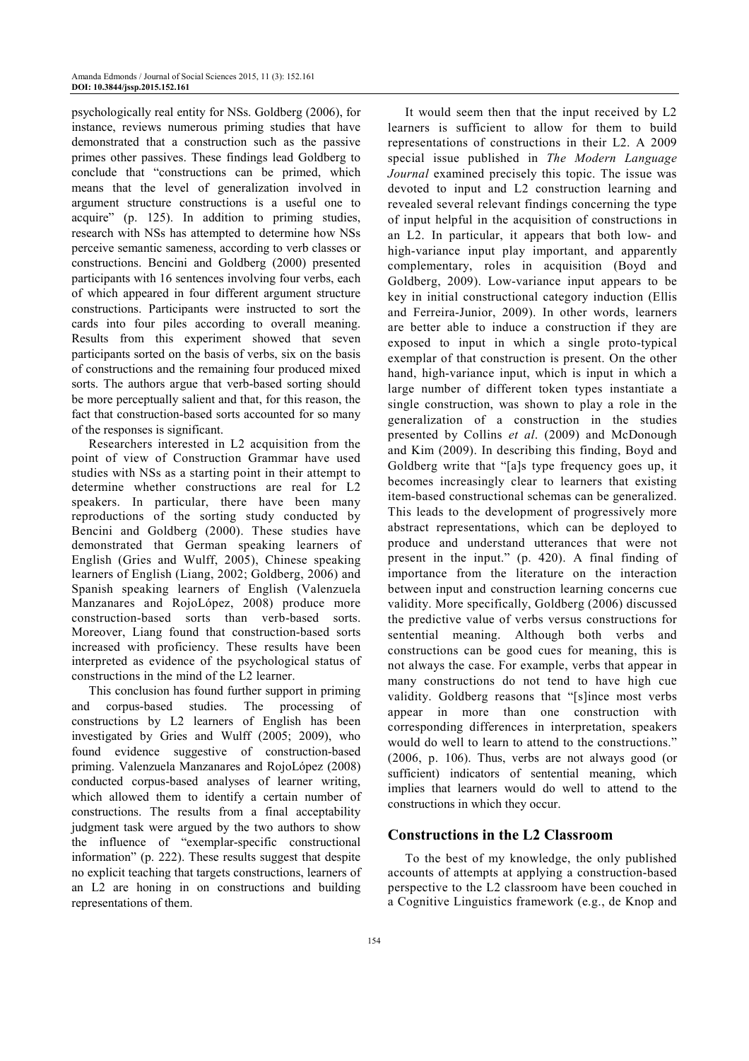psychologically real entity for NSs. Goldberg (2006), for instance, reviews numerous priming studies that have demonstrated that a construction such as the passive primes other passives. These findings lead Goldberg to conclude that "constructions can be primed, which means that the level of generalization involved in argument structure constructions is a useful one to acquire" (p. 125). In addition to priming studies, research with NSs has attempted to determine how NSs perceive semantic sameness, according to verb classes or constructions. Bencini and Goldberg (2000) presented participants with 16 sentences involving four verbs, each of which appeared in four different argument structure constructions. Participants were instructed to sort the cards into four piles according to overall meaning. Results from this experiment showed that seven participants sorted on the basis of verbs, six on the basis of constructions and the remaining four produced mixed sorts. The authors argue that verb-based sorting should be more perceptually salient and that, for this reason, the fact that construction-based sorts accounted for so many of the responses is significant.

Researchers interested in L2 acquisition from the point of view of Construction Grammar have used studies with NSs as a starting point in their attempt to determine whether constructions are real for L2 speakers. In particular, there have been many reproductions of the sorting study conducted by Bencini and Goldberg (2000). These studies have demonstrated that German speaking learners of English (Gries and Wulff, 2005), Chinese speaking learners of English (Liang, 2002; Goldberg, 2006) and Spanish speaking learners of English (Valenzuela Manzanares and RojoLópez, 2008) produce more construction-based sorts than verb-based sorts. Moreover, Liang found that construction-based sorts increased with proficiency. These results have been interpreted as evidence of the psychological status of constructions in the mind of the L2 learner.

This conclusion has found further support in priming and corpus-based studies. The processing of constructions by L2 learners of English has been investigated by Gries and Wulff (2005; 2009), who found evidence suggestive of construction-based priming. Valenzuela Manzanares and RojoLópez (2008) conducted corpus-based analyses of learner writing, which allowed them to identify a certain number of constructions. The results from a final acceptability judgment task were argued by the two authors to show the influence of "exemplar-specific constructional information" (p. 222). These results suggest that despite no explicit teaching that targets constructions, learners of an L2 are honing in on constructions and building representations of them.

It would seem then that the input received by L2 learners is sufficient to allow for them to build representations of constructions in their L2. A 2009 special issue published in *The Modern Language Journal* examined precisely this topic. The issue was devoted to input and L2 construction learning and revealed several relevant findings concerning the type of input helpful in the acquisition of constructions in an L2. In particular, it appears that both low- and high-variance input play important, and apparently complementary, roles in acquisition (Boyd and Goldberg, 2009). Low-variance input appears to be key in initial constructional category induction (Ellis and Ferreira-Junior, 2009). In other words, learners are better able to induce a construction if they are exposed to input in which a single proto-typical exemplar of that construction is present. On the other hand, high-variance input, which is input in which a large number of different token types instantiate a single construction, was shown to play a role in the generalization of a construction in the studies presented by Collins *et al*. (2009) and McDonough and Kim (2009). In describing this finding, Boyd and Goldberg write that "[a]s type frequency goes up, it becomes increasingly clear to learners that existing item-based constructional schemas can be generalized. This leads to the development of progressively more abstract representations, which can be deployed to produce and understand utterances that were not present in the input." (p. 420). A final finding of importance from the literature on the interaction between input and construction learning concerns cue validity. More specifically, Goldberg (2006) discussed the predictive value of verbs versus constructions for sentential meaning. Although both verbs and constructions can be good cues for meaning, this is not always the case. For example, verbs that appear in many constructions do not tend to have high cue validity. Goldberg reasons that "[s]ince most verbs appear in more than one construction with corresponding differences in interpretation, speakers would do well to learn to attend to the constructions." (2006, p. 106). Thus, verbs are not always good (or sufficient) indicators of sentential meaning, which implies that learners would do well to attend to the constructions in which they occur.

## Constructions in the L2 Classroom

To the best of my knowledge, the only published accounts of attempts at applying a construction-based perspective to the L2 classroom have been couched in a Cognitive Linguistics framework (e.g., de Knop and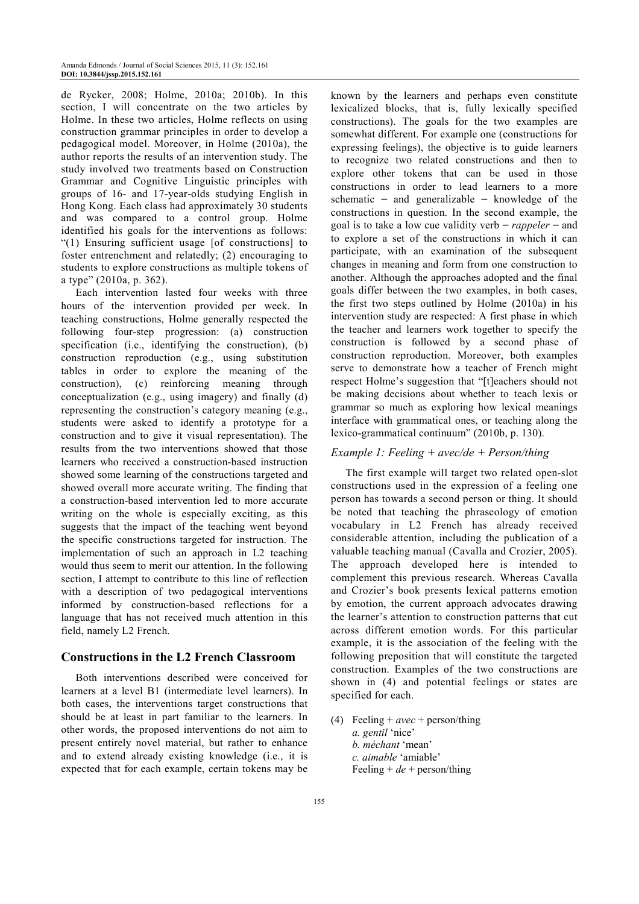de Rycker, 2008; Holme, 2010a; 2010b). In this section, I will concentrate on the two articles by Holme. In these two articles, Holme reflects on using construction grammar principles in order to develop a pedagogical model. Moreover, in Holme (2010a), the author reports the results of an intervention study. The study involved two treatments based on Construction Grammar and Cognitive Linguistic principles with groups of 16- and 17-year-olds studying English in Hong Kong. Each class had approximately 30 students and was compared to a control group. Holme identified his goals for the interventions as follows: "(1) Ensuring sufficient usage [of constructions] to foster entrenchment and relatedly; (2) encouraging to students to explore constructions as multiple tokens of a type" (2010a, p. 362).

Each intervention lasted four weeks with three hours of the intervention provided per week. In teaching constructions, Holme generally respected the following four-step progression: (a) construction specification (i.e., identifying the construction), (b) construction reproduction (e.g., using substitution tables in order to explore the meaning of the construction), (c) reinforcing meaning through conceptualization (e.g., using imagery) and finally (d) representing the construction's category meaning (e.g., students were asked to identify a prototype for a construction and to give it visual representation). The results from the two interventions showed that those learners who received a construction-based instruction showed some learning of the constructions targeted and showed overall more accurate writing. The finding that a construction-based intervention led to more accurate writing on the whole is especially exciting, as this suggests that the impact of the teaching went beyond the specific constructions targeted for instruction. The implementation of such an approach in L2 teaching would thus seem to merit our attention. In the following section, I attempt to contribute to this line of reflection with a description of two pedagogical interventions informed by construction-based reflections for a language that has not received much attention in this field, namely L2 French.

## Constructions in the L2 French Classroom

Both interventions described were conceived for learners at a level B1 (intermediate level learners). In both cases, the interventions target constructions that should be at least in part familiar to the learners. In other words, the proposed interventions do not aim to present entirely novel material, but rather to enhance and to extend already existing knowledge (i.e., it is expected that for each example, certain tokens may be known by the learners and perhaps even constitute lexicalized blocks, that is, fully lexically specified constructions). The goals for the two examples are somewhat different. For example one (constructions for expressing feelings), the objective is to guide learners to recognize two related constructions and then to explore other tokens that can be used in those constructions in order to lead learners to a more schematic – and generalizable – knowledge of the constructions in question. In the second example, the goal is to take a low cue validity verb – *rappeler* – and to explore a set of the constructions in which it can participate, with an examination of the subsequent changes in meaning and form from one construction to another. Although the approaches adopted and the final goals differ between the two examples, in both cases, the first two steps outlined by Holme (2010a) in his intervention study are respected: A first phase in which the teacher and learners work together to specify the construction is followed by a second phase of construction reproduction. Moreover, both examples serve to demonstrate how a teacher of French might respect Holme's suggestion that "[t]eachers should not be making decisions about whether to teach lexis or grammar so much as exploring how lexical meanings interface with grammatical ones, or teaching along the lexico-grammatical continuum" (2010b, p. 130).

### *Example 1: Feeling + avec/de + Person/thing*

The first example will target two related open-slot constructions used in the expression of a feeling one person has towards a second person or thing. It should be noted that teaching the phraseology of emotion vocabulary in L2 French has already received considerable attention, including the publication of a valuable teaching manual (Cavalla and Crozier, 2005). The approach developed here is intended to complement this previous research. Whereas Cavalla and Crozier's book presents lexical patterns emotion by emotion, the current approach advocates drawing the learner's attention to construction patterns that cut across different emotion words. For this particular example, it is the association of the feeling with the following preposition that will constitute the targeted construction. Examples of the two constructions are shown in (4) and potential feelings or states are specified for each.

(4) Feeling + *avec* + person/thing
*a. gentil* 'nice'
*b. méchant* 'mean'
*c. aimable* 'amiable'
Feeling + *de* + person/thing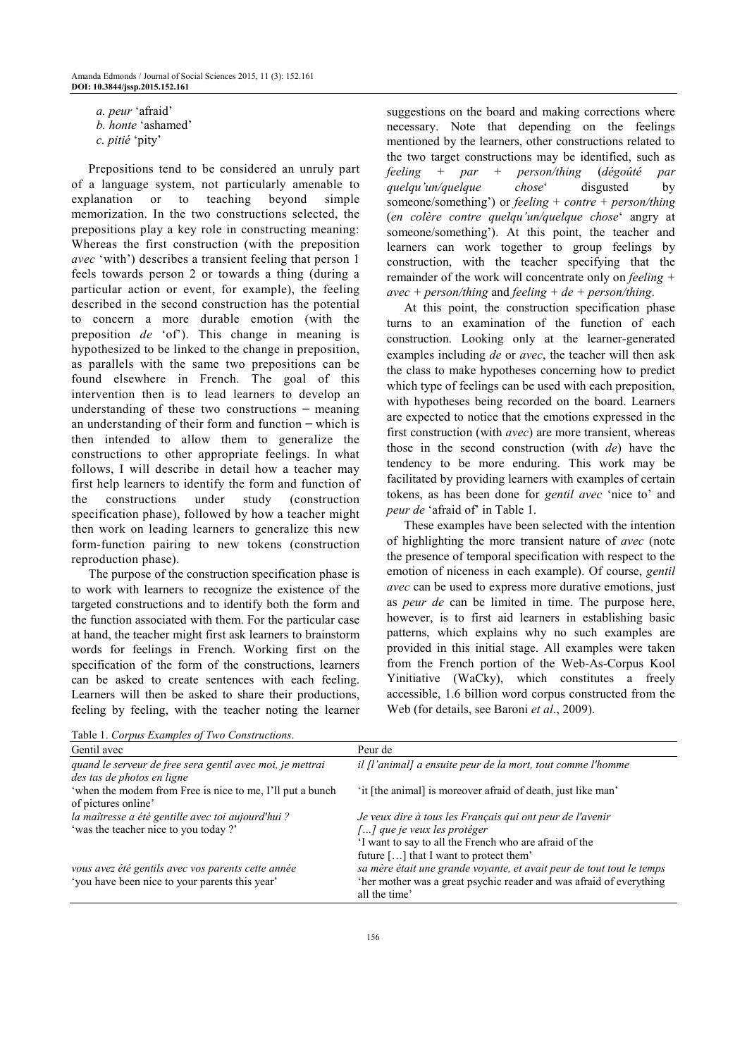*a. peur* 'afraid'
*b. honte* 'ashamed'
*c. pitié* 'pity'

Prepositions tend to be considered an unruly part of a language system, not particularly amenable to explanation or to teaching beyond simple memorization. In the two constructions selected, the prepositions play a key role in constructing meaning: Whereas the first construction (with the preposition *avec* 'with') describes a transient feeling that person 1 feels towards person 2 or towards a thing (during a particular action or event, for example), the feeling described in the second construction has the potential to concern a more durable emotion (with the preposition *de* 'of'). This change in meaning is hypothesized to be linked to the change in preposition, as parallels with the same two prepositions can be found elsewhere in French. The goal of this intervention then is to lead learners to develop an understanding of these two constructions – meaning an understanding of their form and function – which is then intended to allow them to generalize the constructions to other appropriate feelings. In what follows, I will describe in detail how a teacher may first help learners to identify the form and function of the constructions under study (construction specification phase), followed by how a teacher might then work on leading learners to generalize this new form-function pairing to new tokens (construction reproduction phase).

The purpose of the construction specification phase is to work with learners to recognize the existence of the targeted constructions and to identify both the form and the function associated with them. For the particular case at hand, the teacher might first ask learners to brainstorm words for feelings in French. Working first on the specification of the form of the constructions, learners can be asked to create sentences with each feeling. Learners will then be asked to share their productions, feeling by feeling, with the teacher noting the learner suggestions on the board and making corrections where necessary. Note that depending on the feelings mentioned by the learners, other constructions related to the two target constructions may be identified, such as *feeling + par + person/thing* (*dégoûté par quelqu'un/quelque chose*' disgusted by someone/something') or *feeling + contre + person/thing* (*en colère contre quelqu'un/quelque chose*' angry at someone/something'). At this point, the teacher and learners can work together to group feelings by construction, with the teacher specifying that the remainder of the work will concentrate only on *feeling + avec + person/thing* and *feeling + de + person/thing*.

At this point, the construction specification phase turns to an examination of the function of each construction. Looking only at the learner-generated examples including *de* or *avec*, the teacher will then ask the class to make hypotheses concerning how to predict which type of feelings can be used with each preposition, with hypotheses being recorded on the board. Learners are expected to notice that the emotions expressed in the first construction (with *avec*) are more transient, whereas those in the second construction (with *de*) have the tendency to be more enduring. This work may be facilitated by providing learners with examples of certain tokens, as has been done for *gentil avec* 'nice to' and *peur de* 'afraid of' in Table 1.

These examples have been selected with the intention of highlighting the more transient nature of *avec* (note the presence of temporal specification with respect to the emotion of niceness in each example). Of course, *gentil avec* can be used to express more durative emotions, just as *peur de* can be limited in time. The purpose here, however, is to first aid learners in establishing basic patterns, which explains why no such examples are provided in this initial stage. All examples were taken from the French portion of the Web-As-Corpus Kool Yinitiative (WaCky), which constitutes a freely accessible, 1.6 billion word corpus constructed from the Web (for details, see Baroni *et al*., 2009).

Table 1. *Corpus Examples of Two Constructions*.

| Gentil avec | Peur de |
|---|---|
| *quand le serveur de free sera gentil avec moi, je mettrai des tas de photos en ligne*<br>'when the modem from Free is nice to me, I'll put a bunch of pictures online' | *il [l'animal] a ensuite peur de la mort, tout comme l'homme*<br>'it [the animal] is moreover afraid of death, just like man' |
| *la maîtresse a été gentille avec toi aujourd'hui ?*<br>'was the teacher nice to you today ?' | *Je veux dire à tous les Français qui ont peur de l'avenir […] que je veux les protéger*<br>'I want to say to all the French who are afraid of the future […] that I want to protect them' |
| *vous avez été gentils avec vos parents cette année*<br>'you have been nice to your parents this year' | *sa mère était une grande voyante, et avait peur de tout tout le temps*<br>'her mother was a great psychic reader and was afraid of everything all the time' |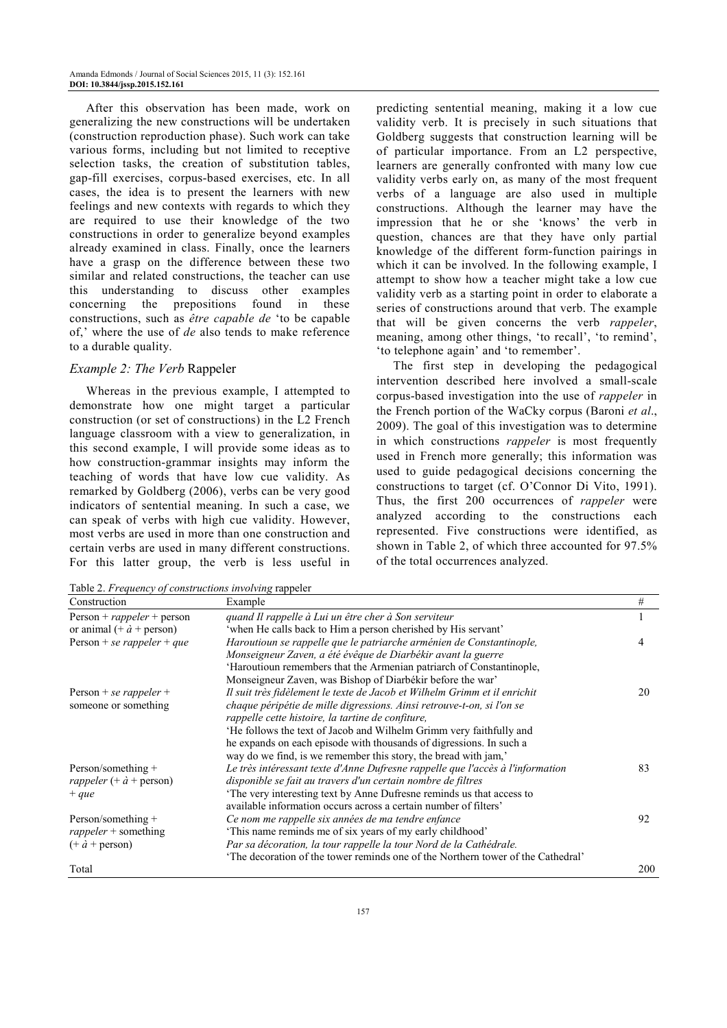After this observation has been made, work on generalizing the new constructions will be undertaken (construction reproduction phase). Such work can take various forms, including but not limited to receptive selection tasks, the creation of substitution tables, gap-fill exercises, corpus-based exercises, etc. In all cases, the idea is to present the learners with new feelings and new contexts with regards to which they are required to use their knowledge of the two constructions in order to generalize beyond examples already examined in class. Finally, once the learners have a grasp on the difference between these two similar and related constructions, the teacher can use this understanding to discuss other examples concerning the prepositions found in these constructions, such as *être capable de* 'to be capable of,' where the use of *de* also tends to make reference to a durable quality.

### *Example 2: The Verb* Rappeler

Whereas in the previous example, I attempted to demonstrate how one might target a particular construction (or set of constructions) in the L2 French language classroom with a view to generalization, in this second example, I will provide some ideas as to how construction-grammar insights may inform the teaching of words that have low cue validity. As remarked by Goldberg (2006), verbs can be very good indicators of sentential meaning. In such a case, we can speak of verbs with high cue validity. However, most verbs are used in more than one construction and certain verbs are used in many different constructions. For this latter group, the verb is less useful in predicting sentential meaning, making it a low cue validity verb. It is precisely in such situations that Goldberg suggests that construction learning will be of particular importance. From an L2 perspective, learners are generally confronted with many low cue validity verbs early on, as many of the most frequent verbs of a language are also used in multiple constructions. Although the learner may have the impression that he or she 'knows' the verb in question, chances are that they have only partial knowledge of the different form-function pairings in which it can be involved. In the following example, I attempt to show how a teacher might take a low cue validity verb as a starting point in order to elaborate a series of constructions around that verb. The example that will be given concerns the verb *rappeler*, meaning, among other things, 'to recall', 'to remind', 'to telephone again' and 'to remember'.

The first step in developing the pedagogical intervention described here involved a small-scale corpus-based investigation into the use of *rappeler* in the French portion of the WaCky corpus (Baroni *et al*., 2009). The goal of this investigation was to determine in which constructions *rappeler* is most frequently used in French more generally; this information was used to guide pedagogical decisions concerning the constructions to target (cf. O'Connor Di Vito, 1991). Thus, the first 200 occurrences of *rappeler* were analyzed according to the constructions each represented. Five constructions were identified, as shown in Table 2, of which three accounted for 97.5% of the total occurrences analyzed.

Table 2. *Frequency of constructions involving* rappeler

| Construction | Example | # |
|---|---|---|
| Person + *rappeler* + person or animal (+ *à* + person) | *quand Il rappelle à Lui un être cher à Son serviteur*<br>'when He calls back to Him a person cherished by His servant' | 1 |
| Person + *se rappeler* + *que* | *Haroutioun se rappelle que le patriarche arménien de Constantinople, Monseigneur Zaven, a été évêque de Diarbékir avant la guerre*<br>'Haroutioun remembers that the Armenian patriarch of Constantinople, Monseigneur Zaven, was Bishop of Diarbékir before the war' | 4 |
| Person + *se rappeler* + someone or something | *Il suit très fidèlement le texte de Jacob et Wilhelm Grimm et il enrichit chaque péripétie de mille digressions. Ainsi retrouve-t-on, si l'on se rappelle cette histoire, la tartine de confiture,*<br>'He follows the text of Jacob and Wilhelm Grimm very faithfully and he expands on each episode with thousands of digressions. In such a way do we find, is we remember this story, the bread with jam,' | 20 |
| Person/something + *rappeler* (+ *à* + person) + *que* | *Le très intéressant texte d'Anne Dufresne rappelle que l'accès à l'information disponible se fait au travers d'un certain nombre de filtres*<br>'The very interesting text by Anne Dufresne reminds us that access to available information occurs across a certain number of filters' | 83 |
| Person/something + *rappeler* + something (+ *à* + person) | *Ce nom me rappelle six années de ma tendre enfance*<br>'This name reminds me of six years of my early childhood'<br>*Par sa décoration, la tour rappelle la tour Nord de la Cathédrale.*<br>'The decoration of the tower reminds one of the Northern tower of the Cathedral' | 92 |
| Total | | 200 |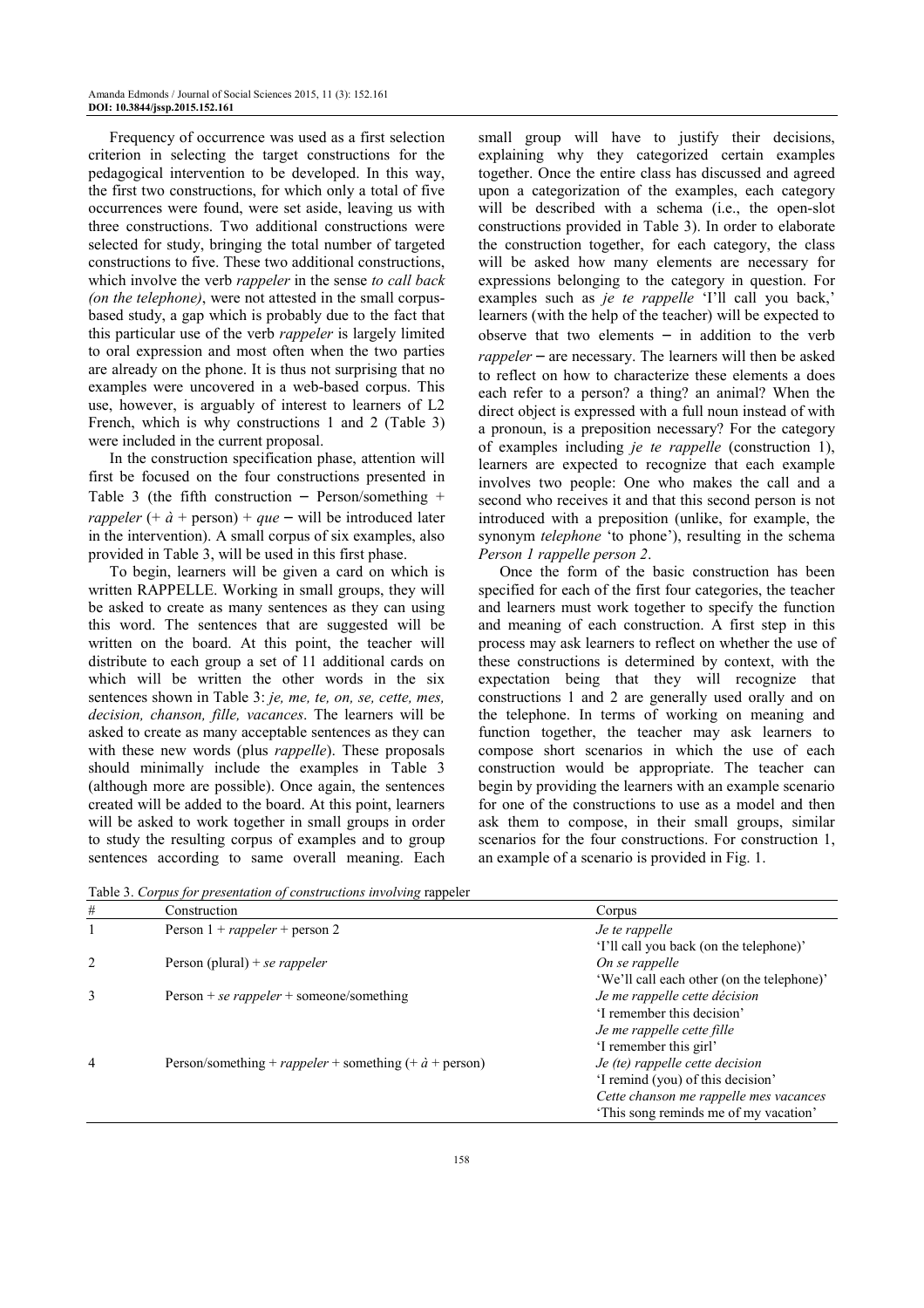Frequency of occurrence was used as a first selection criterion in selecting the target constructions for the pedagogical intervention to be developed. In this way, the first two constructions, for which only a total of five occurrences were found, were set aside, leaving us with three constructions. Two additional constructions were selected for study, bringing the total number of targeted constructions to five. These two additional constructions, which involve the verb *rappeler* in the sense *to call back (on the telephone)*, were not attested in the small corpus-based study, a gap which is probably due to the fact that this particular use of the verb *rappeler* is largely limited to oral expression and most often when the two parties are already on the phone. It is thus not surprising that no examples were uncovered in a web-based corpus. This use, however, is arguably of interest to learners of L2 French, which is why constructions 1 and 2 (Table 3) were included in the current proposal.

In the construction specification phase, attention will first be focused on the four constructions presented in Table 3 (the fifth construction – Person/something + *rappeler* (+ *à* + person) + *que* – will be introduced later in the intervention). A small corpus of six examples, also provided in Table 3, will be used in this first phase.

To begin, learners will be given a card on which is written RAPPELLE. Working in small groups, they will be asked to create as many sentences as they can using this word. The sentences that are suggested will be written on the board. At this point, the teacher will distribute to each group a set of 11 additional cards on which will be written the other words in the six sentences shown in Table 3: *je, me, te, on, se, cette, mes, decision, chanson, fille, vacances*. The learners will be asked to create as many acceptable sentences as they can with these new words (plus *rappelle*). These proposals should minimally include the examples in Table 3 (although more are possible). Once again, the sentences created will be added to the board. At this point, learners will be asked to work together in small groups in order to study the resulting corpus of examples and to group sentences according to same overall meaning. Each small group will have to justify their decisions, explaining why they categorized certain examples together. Once the entire class has discussed and agreed upon a categorization of the examples, each category will be described with a schema (i.e., the open-slot constructions provided in Table 3). In order to elaborate the construction together, for each category, the class will be asked how many elements are necessary for expressions belonging to the category in question. For examples such as *je te rappelle* 'I'll call you back,' learners (with the help of the teacher) will be expected to observe that two elements – in addition to the verb *rappeler* – are necessary. The learners will then be asked to reflect on how to characterize these elements a does each refer to a person? a thing? an animal? When the direct object is expressed with a full noun instead of with a pronoun, is a preposition necessary? For the category of examples including *je te rappelle* (construction 1), learners are expected to recognize that each example involves two people: One who makes the call and a second who receives it and that this second person is not introduced with a preposition (unlike, for example, the synonym *telephone* 'to phone'), resulting in the schema *Person 1 rappelle person 2*.

Once the form of the basic construction has been specified for each of the first four categories, the teacher and learners must work together to specify the function and meaning of each construction. A first step in this process may ask learners to reflect on whether the use of these constructions is determined by context, with the expectation being that they will recognize that constructions 1 and 2 are generally used orally and on the telephone. In terms of working on meaning and function together, the teacher may ask learners to compose short scenarios in which the use of each construction would be appropriate. The teacher can begin by providing the learners with an example scenario for one of the constructions to use as a model and then ask them to compose, in their small groups, similar scenarios for the four constructions. For construction 1, an example of a scenario is provided in Fig. 1.

Table 3. *Corpus for presentation of constructions involving* rappeler

| # | Construction | Corpus |
|---|---|---|
| 1 | Person 1 + *rappeler* + person 2 | *Je te rappelle*<br>'I'll call you back (on the telephone)' |
| 2 | Person (plural) + *se rappeler* | *On se rappelle*<br>'We'll call each other (on the telephone)' |
| 3 | Person + *se rappeler* + someone/something | *Je me rappelle cette décision*<br>'I remember this decision'<br>*Je me rappelle cette fille*<br>'I remember this girl' |
| 4 | Person/something + *rappeler* + something (+ *à* + person) | *Je (te) rappelle cette decision*<br>'I remind (you) of this decision'<br>*Cette chanson me rappelle mes vacances*<br>'This song reminds me of my vacation' |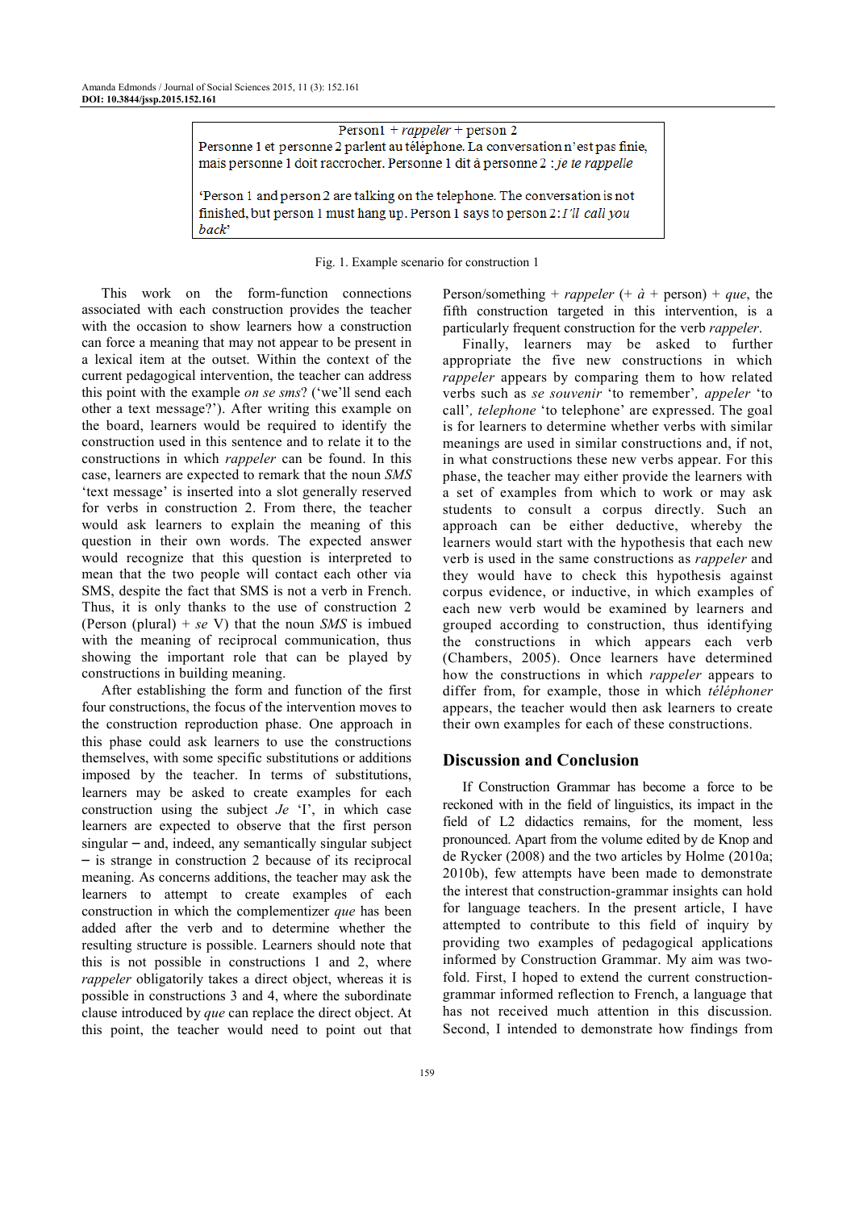Person1 + *rappeler* + person 2

Personne 1 et personne 2 parlent au téléphone. La conversation n'est pas finie, mais personne 1 doit raccrocher. Personne 1 dit à personne 2 : *je te rappelle*

'Person 1 and person 2 are talking on the telephone. The conversation is not finished, but person 1 must hang up. Person 1 says to person 2: *I'll call you back*'

Fig. 1. Example scenario for construction 1

This work on the form-function connections associated with each construction provides the teacher with the occasion to show learners how a construction can force a meaning that may not appear to be present in a lexical item at the outset. Within the context of the current pedagogical intervention, the teacher can address this point with the example *on se sms*? ('we'll send each other a text message?'). After writing this example on the board, learners would be required to identify the construction used in this sentence and to relate it to the constructions in which *rappeler* can be found. In this case, learners are expected to remark that the noun *SMS* 'text message' is inserted into a slot generally reserved for verbs in construction 2. From there, the teacher would ask learners to explain the meaning of this question in their own words. The expected answer would recognize that this question is interpreted to mean that the two people will contact each other via SMS, despite the fact that SMS is not a verb in French. Thus, it is only thanks to the use of construction 2 (Person (plural) + *se* V) that the noun *SMS* is imbued with the meaning of reciprocal communication, thus showing the important role that can be played by constructions in building meaning.

After establishing the form and function of the first four constructions, the focus of the intervention moves to the construction reproduction phase. One approach in this phase could ask learners to use the constructions themselves, with some specific substitutions or additions imposed by the teacher. In terms of substitutions, learners may be asked to create examples for each construction using the subject *Je* 'I', in which case learners are expected to observe that the first person singular – and, indeed, any semantically singular subject – is strange in construction 2 because of its reciprocal meaning. As concerns additions, the teacher may ask the learners to attempt to create examples of each construction in which the complementizer *que* has been added after the verb and to determine whether the resulting structure is possible. Learners should note that this is not possible in constructions 1 and 2, where *rappeler* obligatorily takes a direct object, whereas it is possible in constructions 3 and 4, where the subordinate clause introduced by *que* can replace the direct object. At this point, the teacher would need to point out that Person/something + *rappeler* (+ *à* + person) + *que*, the fifth construction targeted in this intervention, is a particularly frequent construction for the verb *rappeler*.

Finally, learners may be asked to further appropriate the five new constructions in which *rappeler* appears by comparing them to how related verbs such as *se souvenir* 'to remember', *appeler* 'to call', *telephone* 'to telephone' are expressed. The goal is for learners to determine whether verbs with similar meanings are used in similar constructions and, if not, in what constructions these new verbs appear. For this phase, the teacher may either provide the learners with a set of examples from which to work or may ask students to consult a corpus directly. Such an approach can be either deductive, whereby the learners would start with the hypothesis that each new verb is used in the same constructions as *rappeler* and they would have to check this hypothesis against corpus evidence, or inductive, in which examples of each new verb would be examined by learners and grouped according to construction, thus identifying the constructions in which appears each verb (Chambers, 2005). Once learners have determined how the constructions in which *rappeler* appears to differ from, for example, those in which *téléphoner* appears, the teacher would then ask learners to create their own examples for each of these constructions.

## Discussion and Conclusion

If Construction Grammar has become a force to be reckoned with in the field of linguistics, its impact in the field of L2 didactics remains, for the moment, less pronounced. Apart from the volume edited by de Knop and de Rycker (2008) and the two articles by Holme (2010a; 2010b), few attempts have been made to demonstrate the interest that construction-grammar insights can hold for language teachers. In the present article, I have attempted to contribute to this field of inquiry by providing two examples of pedagogical applications informed by Construction Grammar. My aim was two-fold. First, I hoped to extend the current construction-grammar informed reflection to French, a language that has not received much attention in this discussion. Second, I intended to demonstrate how findings from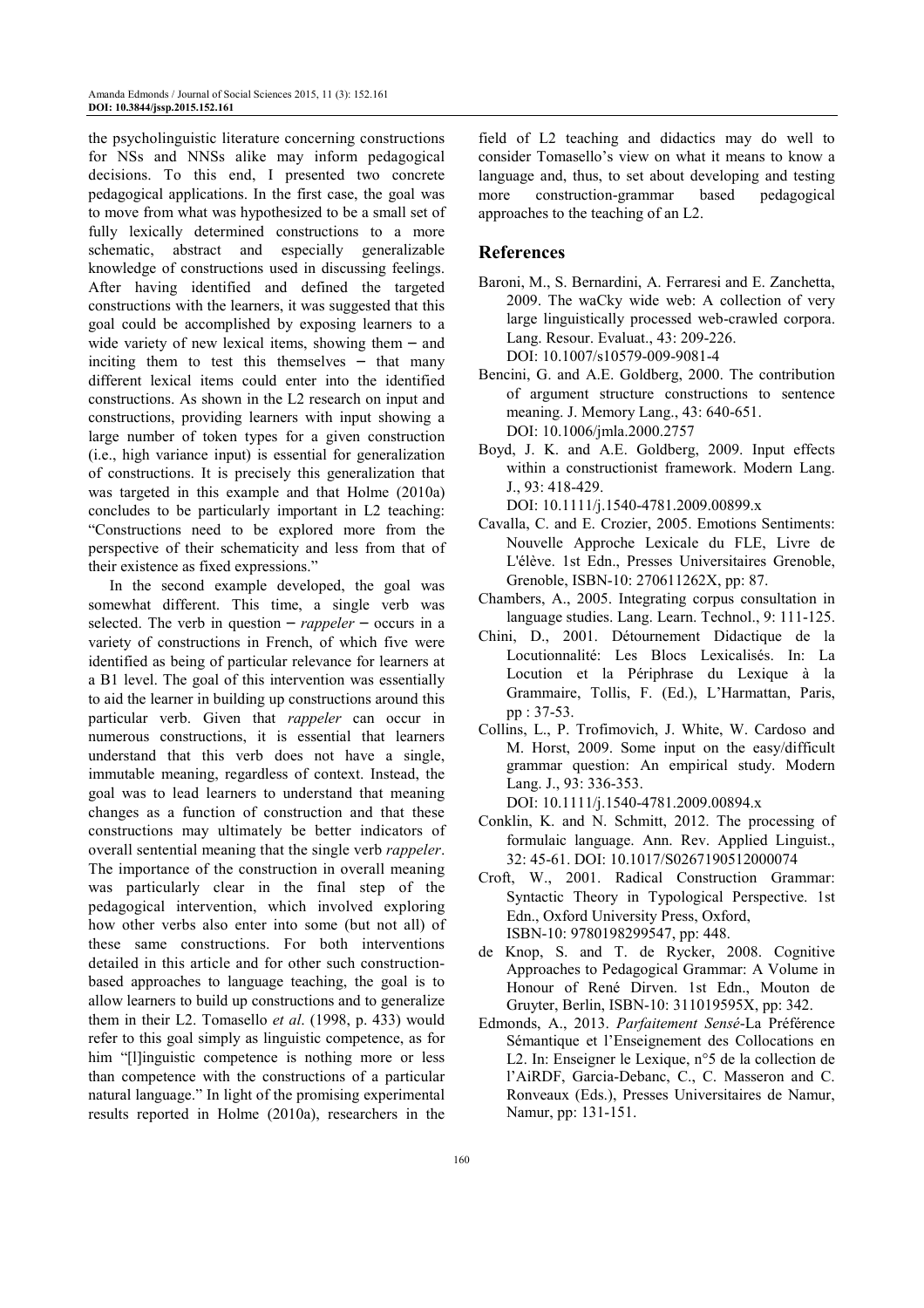the psycholinguistic literature concerning constructions for NSs and NNSs alike may inform pedagogical decisions. To this end, I presented two concrete pedagogical applications. In the first case, the goal was to move from what was hypothesized to be a small set of fully lexically determined constructions to a more schematic, abstract and especially generalizable knowledge of constructions used in discussing feelings. After having identified and defined the targeted constructions with the learners, it was suggested that this goal could be accomplished by exposing learners to a wide variety of new lexical items, showing them – and inciting them to test this themselves – that many different lexical items could enter into the identified constructions. As shown in the L2 research on input and constructions, providing learners with input showing a large number of token types for a given construction (i.e., high variance input) is essential for generalization of constructions. It is precisely this generalization that was targeted in this example and that Holme (2010a) concludes to be particularly important in L2 teaching: "Constructions need to be explored more from the perspective of their schematicity and less from that of their existence as fixed expressions."

In the second example developed, the goal was somewhat different. This time, a single verb was selected. The verb in question – *rappeler* – occurs in a variety of constructions in French, of which five were identified as being of particular relevance for learners at a B1 level. The goal of this intervention was essentially to aid the learner in building up constructions around this particular verb. Given that *rappeler* can occur in numerous constructions, it is essential that learners understand that this verb does not have a single, immutable meaning, regardless of context. Instead, the goal was to lead learners to understand that meaning changes as a function of construction and that these constructions may ultimately be better indicators of overall sentential meaning that the single verb *rappeler*. The importance of the construction in overall meaning was particularly clear in the final step of the pedagogical intervention, which involved exploring how other verbs also enter into some (but not all) of these same constructions. For both interventions detailed in this article and for other such construction-based approaches to language teaching, the goal is to allow learners to build up constructions and to generalize them in their L2. Tomasello *et al*. (1998, p. 433) would refer to this goal simply as linguistic competence, as for him "[l]inguistic competence is nothing more or less than competence with the constructions of a particular natural language." In light of the promising experimental results reported in Holme (2010a), researchers in the field of L2 teaching and didactics may do well to consider Tomasello's view on what it means to know a language and, thus, to set about developing and testing more construction-grammar based pedagogical approaches to the teaching of an L2.

## References

Baroni, M., S. Bernardini, A. Ferraresi and E. Zanchetta, 2009. The waCky wide web: A collection of very large linguistically processed web-crawled corpora. Lang. Resour. Evaluat., 43: 209-226. DOI: 10.1007/s10579-009-9081-4

Bencini, G. and A.E. Goldberg, 2000. The contribution of argument structure constructions to sentence meaning. J. Memory Lang., 43: 640-651. DOI: 10.1006/jmla.2000.2757

Boyd, J. K. and A.E. Goldberg, 2009. Input effects within a constructionist framework. Modern Lang. J., 93: 418-429. DOI: 10.1111/j.1540-4781.2009.00899.x

Cavalla, C. and E. Crozier, 2005. Emotions Sentiments: Nouvelle Approche Lexicale du FLE, Livre de L'élève. 1st Edn., Presses Universitaires Grenoble, Grenoble, ISBN-10: 270611262X, pp: 87.

Chambers, A., 2005. Integrating corpus consultation in language studies. Lang. Learn. Technol., 9: 111-125.

Chini, D., 2001. Détournement Didactique de la Locutionnalité: Les Blocs Lexicalisés. In: La Locution et la Périphrase du Lexique à la Grammaire, Tollis, F. (Ed.), L'Harmattan, Paris, pp : 37-53.

Collins, L., P. Trofimovich, J. White, W. Cardoso and M. Horst, 2009. Some input on the easy/difficult grammar question: An empirical study. Modern Lang. J., 93: 336-353. DOI: 10.1111/j.1540-4781.2009.00894.x

Conklin, K. and N. Schmitt, 2012. The processing of formulaic language. Ann. Rev. Applied Linguist., 32: 45-61. DOI: 10.1017/S0267190512000074

Croft, W., 2001. Radical Construction Grammar: Syntactic Theory in Typological Perspective. 1st Edn., Oxford University Press, Oxford, ISBN-10: 9780198299547, pp: 448.

de Knop, S. and T. de Rycker, 2008. Cognitive Approaches to Pedagogical Grammar: A Volume in Honour of René Dirven. 1st Edn., Mouton de Gruyter, Berlin, ISBN-10: 311019595X, pp: 342.

Edmonds, A., 2013. *Parfaitement Sensé*-La Préférence Sémantique et l'Enseignement des Collocations en L2. In: Enseigner le Lexique, n°5 de la collection de l'AiRDF, Garcia-Debanc, C., C. Masseron and C. Ronveaux (Eds.), Presses Universitaires de Namur, Namur, pp: 131-151.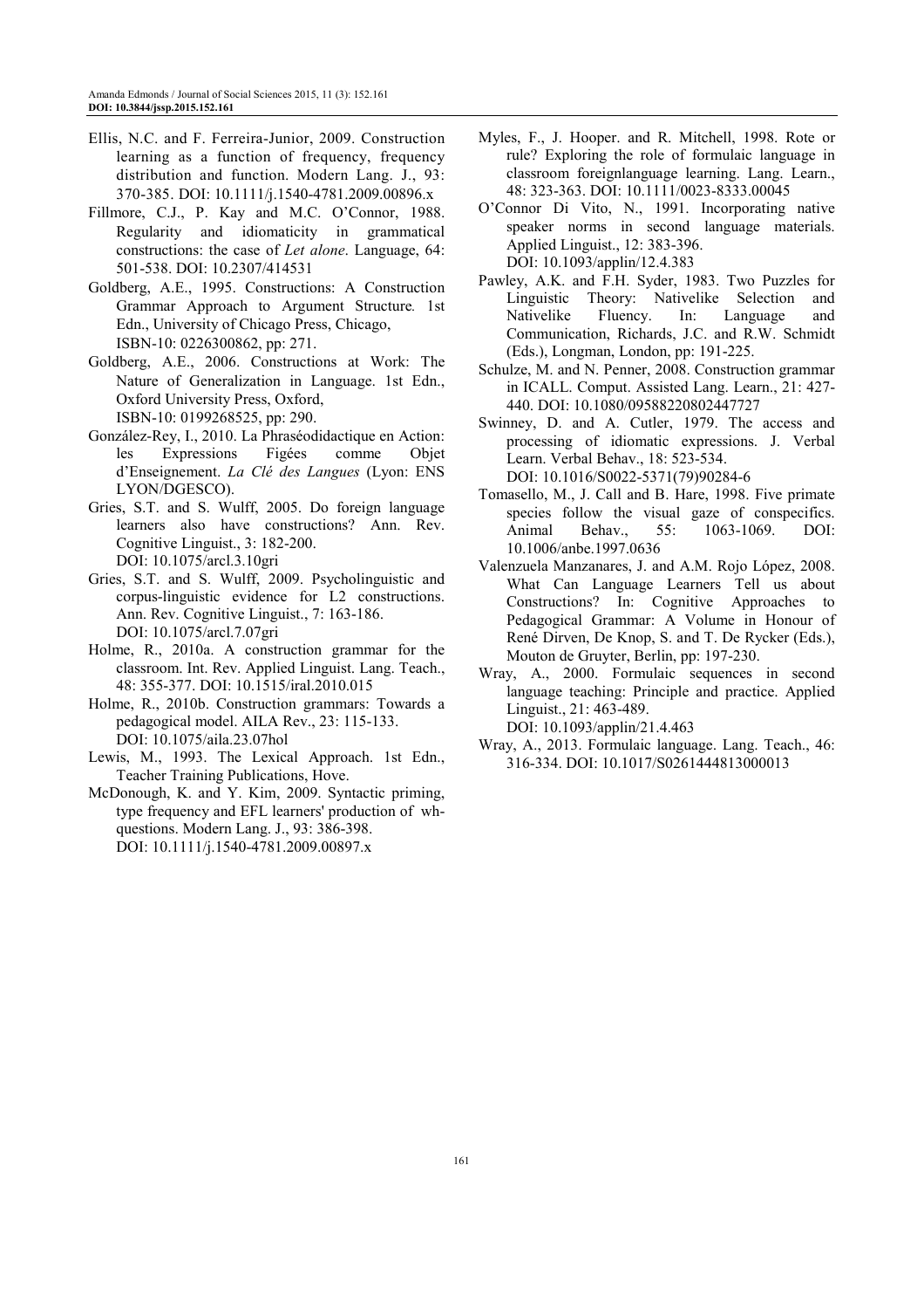Ellis, N.C. and F. Ferreira-Junior, 2009. Construction learning as a function of frequency, frequency distribution and function. Modern Lang. J., 93: 370-385. DOI: 10.1111/j.1540-4781.2009.00896.x

Fillmore, C.J., P. Kay and M.C. O'Connor, 1988. Regularity and idiomaticity in grammatical constructions: the case of *Let alone*. Language, 64: 501-538. DOI: 10.2307/414531

Goldberg, A.E., 1995. Constructions: A Construction Grammar Approach to Argument Structure*.* 1st Edn., University of Chicago Press, Chicago, ISBN-10: 0226300862, pp: 271.

Goldberg, A.E., 2006. Constructions at Work: The Nature of Generalization in Language. 1st Edn., Oxford University Press, Oxford, ISBN-10: 0199268525, pp: 290.

González-Rey, I., 2010. La Phraséodidactique en Action: les Expressions Figées comme Objet d'Enseignement. *La Clé des Langues* (Lyon: ENS LYON/DGESCO).

Gries, S.T. and S. Wulff, 2005. Do foreign language learners also have constructions? Ann. Rev. Cognitive Linguist., 3: 182-200. DOI: 10.1075/arcl.3.10gri

Gries, S.T. and S. Wulff, 2009. Psycholinguistic and corpus-linguistic evidence for L2 constructions. Ann. Rev. Cognitive Linguist., 7: 163-186. DOI: 10.1075/arcl.7.07gri

Holme, R., 2010a. A construction grammar for the classroom. Int. Rev. Applied Linguist. Lang. Teach., 48: 355-377. DOI: 10.1515/iral.2010.015

Holme, R., 2010b. Construction grammars: Towards a pedagogical model. AILA Rev., 23: 115-133. DOI: 10.1075/aila.23.07hol

Lewis, M., 1993. The Lexical Approach. 1st Edn., Teacher Training Publications, Hove.

McDonough, K. and Y. Kim, 2009. Syntactic priming, type frequency and EFL learners' production of wh-questions. Modern Lang. J., 93: 386-398. DOI: 10.1111/j.1540-4781.2009.00897.x

Myles, F., J. Hooper. and R. Mitchell, 1998. Rote or rule? Exploring the role of formulaic language in classroom foreignlanguage learning. Lang. Learn., 48: 323-363. DOI: 10.1111/0023-8333.00045

O'Connor Di Vito, N., 1991. Incorporating native speaker norms in second language materials. Applied Linguist., 12: 383-396. DOI: 10.1093/applin/12.4.383

Pawley, A.K. and F.H. Syder, 1983. Two Puzzles for Linguistic Theory: Nativelike Selection and Nativelike Fluency. In: Language and Communication, Richards, J.C. and R.W. Schmidt (Eds.), Longman, London, pp: 191-225.

Schulze, M. and N. Penner, 2008. Construction grammar in ICALL. Comput. Assisted Lang. Learn., 21: 427-440. DOI: 10.1080/09588220802447727

Swinney, D. and A. Cutler, 1979. The access and processing of idiomatic expressions. J. Verbal Learn. Verbal Behav., 18: 523-534. DOI: 10.1016/S0022-5371(79)90284-6

Tomasello, M., J. Call and B. Hare, 1998. Five primate species follow the visual gaze of conspecifics. Animal Behav., 55: 1063-1069. DOI: 10.1006/anbe.1997.0636

Valenzuela Manzanares, J. and A.M. Rojo López, 2008. What Can Language Learners Tell us about Constructions? In: Cognitive Approaches to Pedagogical Grammar: A Volume in Honour of René Dirven, De Knop, S. and T. De Rycker (Eds.), Mouton de Gruyter, Berlin, pp: 197-230.

Wray, A., 2000. Formulaic sequences in second language teaching: Principle and practice. Applied Linguist., 21: 463-489. DOI: 10.1093/applin/21.4.463

Wray, A., 2013. Formulaic language. Lang. Teach., 46: 316-334. DOI: 10.1017/S0261444813000013